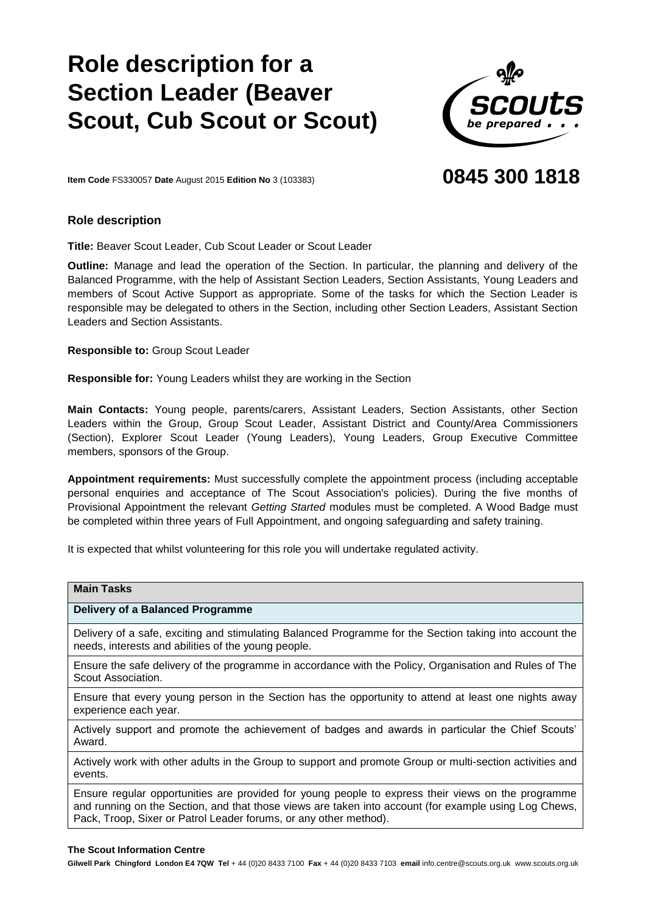# Role description for a Section Leader (Beaver Scout, Cub Scout or Scout)

**Item Code** FS330057 **Date** August 2015 **Edition No** 3 (103383)

**0845 300 1818**

### Role description

**Title:** Beaver Scout Leader, Cub Scout Leader or Scout Leader

**Outline:** Manage and lead the operation of the Section. In particular, the planning and delivery of the Balanced Programme, with the help of Assistant Section Leaders, Section Assistants, Young Leaders and members of Scout Active Support as appropriate. Some of the tasks for which the Section Leader is responsible may be delegated to others in the Section, including other Section Leaders, Assistant Section Leaders and Section Assistants.

**Responsible to:** Group Scout Leader

**Responsible for:** Young Leaders whilst they are working in the Section

**Main Contacts:** Young people, parents/carers, Assistant Leaders, Section Assistants, other Section Leaders within the Group, Group Scout Leader, Assistant District and County/Area Commissioners (Section), Explorer Scout Leader (Young Leaders), Young Leaders, Group Executive Committee members, sponsors of the Group.

**Appointment requirements:** Must successfully complete the appointment process (including acceptable personal enquiries and acceptance of The Scout Association's policies). During the five months of Provisional Appointment the relevant *Getting Started* modules must be completed. A Wood Badge must be completed within three years of Full Appointment, and ongoing safeguarding and safety training.

It is expected that whilst volunteering for this role you will undertake regulated activity.

| **Main Tasks** |
|---|
| **Delivery of a Balanced Programme** |
| Delivery of a safe, exciting and stimulating Balanced Programme for the Section taking into account the needs, interests and abilities of the young people. |
| Ensure the safe delivery of the programme in accordance with the Policy, Organisation and Rules of The Scout Association. |
| Ensure that every young person in the Section has the opportunity to attend at least one nights away experience each year. |
| Actively support and promote the achievement of badges and awards in particular the Chief Scouts' Award. |
| Actively work with other adults in the Group to support and promote Group or multi-section activities and events. |
| Ensure regular opportunities are provided for young people to express their views on the programme and running on the Section, and that those views are taken into account (for example using Log Chews, Pack, Troop, Sixer or Patrol Leader forums, or any other method). |

**The Scout Information Centre**

**Gilwell Park Chingford London E4 7QW Tel** + 44 (0)20 8433 7100 **Fax** + 44 (0)20 8433 7103 **email** info.centre@scouts.org.uk www.scouts.org.uk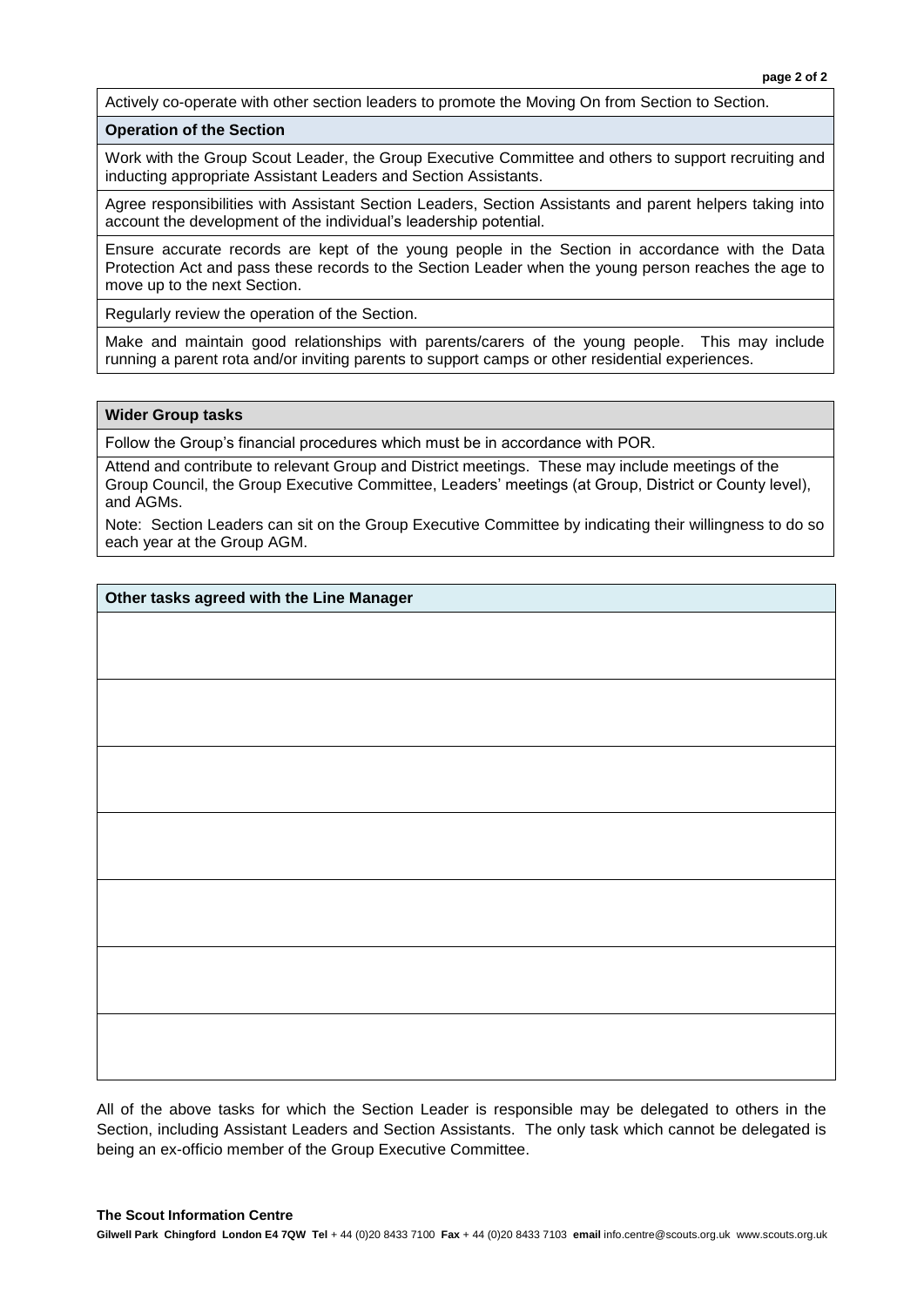Actively co-operate with other section leaders to promote the Moving On from Section to Section.

**Operation of the Section**

Work with the Group Scout Leader, the Group Executive Committee and others to support recruiting and inducting appropriate Assistant Leaders and Section Assistants.

Agree responsibilities with Assistant Section Leaders, Section Assistants and parent helpers taking into account the development of the individual's leadership potential.

Ensure accurate records are kept of the young people in the Section in accordance with the Data Protection Act and pass these records to the Section Leader when the young person reaches the age to move up to the next Section.

Regularly review the operation of the Section.

Make and maintain good relationships with parents/carers of the young people. This may include running a parent rota and/or inviting parents to support camps or other residential experiences.

**Wider Group tasks**

Follow the Group's financial procedures which must be in accordance with POR.

Attend and contribute to relevant Group and District meetings. These may include meetings of the Group Council, the Group Executive Committee, Leaders' meetings (at Group, District or County level), and AGMs.

Note: Section Leaders can sit on the Group Executive Committee by indicating their willingness to do so each year at the Group AGM.

| **Other tasks agreed with the Line Manager** |
| --- |
| |
| |
| |
| |
| |
| |
| |

All of the above tasks for which the Section Leader is responsible may be delegated to others in the Section, including Assistant Leaders and Section Assistants. The only task which cannot be delegated is being an ex-officio member of the Group Executive Committee.

**The Scout Information Centre**

**Gilwell Park Chingford London E4 7QW Tel** + 44 (0)20 8433 7100 **Fax** + 44 (0)20 8433 7103 **email** info.centre@scouts.org.uk www.scouts.org.uk